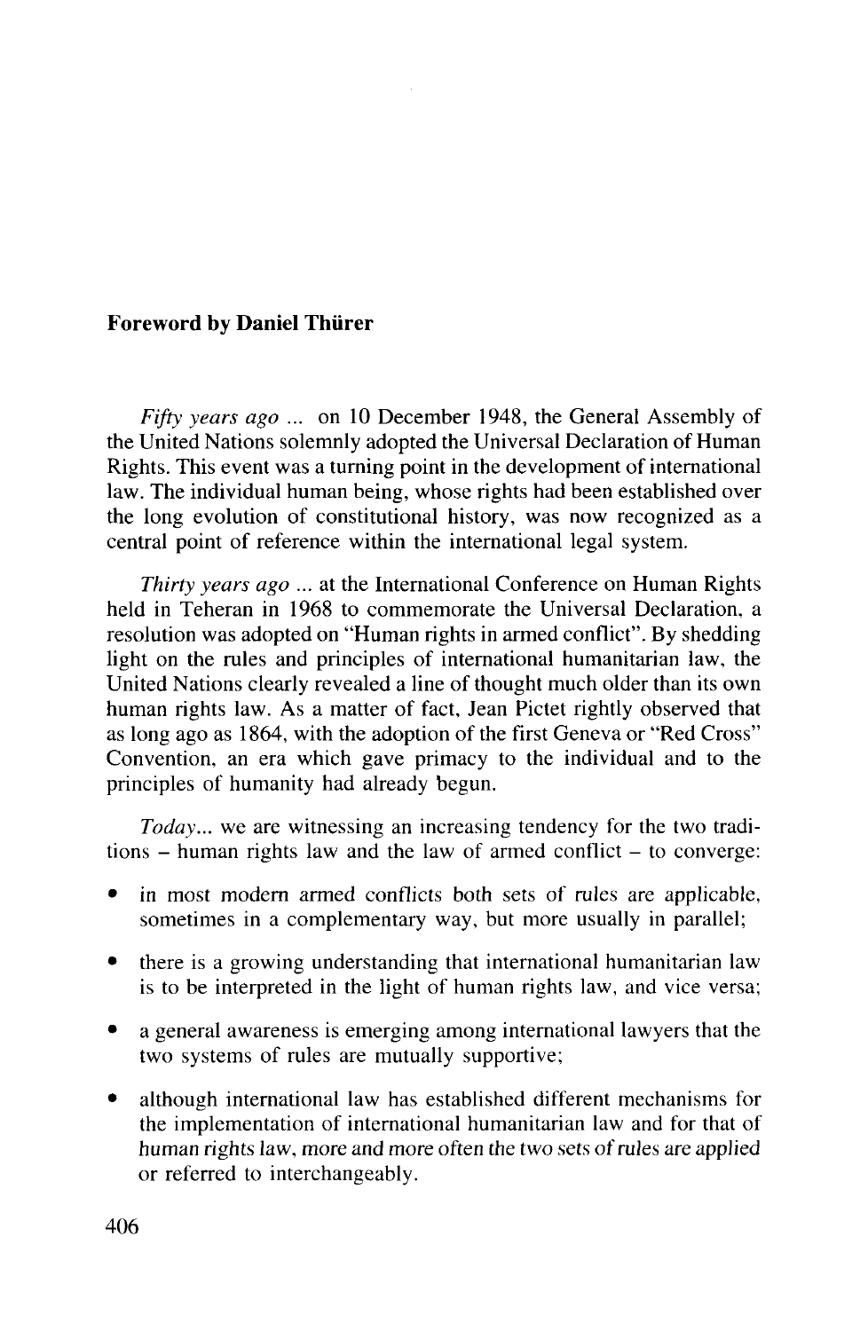## Foreword by Daniel Thürer

*Fifty years ago* ... on 10 December 1948, the General Assembly of the United Nations solemnly adopted the Universal Declaration of Human Rights. This event was a turning point in the development of international law. The individual human being, whose rights had been established over the long evolution of constitutional history, was now recognized as a central point of reference within the international legal system.

*Thirty years ago* ... at the International Conference on Human Rights held in Teheran in 1968 to commemorate the Universal Declaration, a resolution was adopted on "Human rights in armed conflict". By shedding light on the rules and principles of international humanitarian law, the United Nations clearly revealed a line of thought much older than its own human rights law. As a matter of fact, Jean Pictet rightly observed that as long ago as 1864, with the adoption of the first Geneva or "Red Cross" Convention, an era which gave primacy to the individual and to the principles of humanity had already begun.

*Today*... we are witnessing an increasing tendency for the two traditions – human rights law and the law of armed conflict – to converge:

- in most modern armed conflicts both sets of rules are applicable, sometimes in a complementary way, but more usually in parallel;
- there is a growing understanding that international humanitarian law is to be interpreted in the light of human rights law, and vice versa;
- a general awareness is emerging among international lawyers that the two systems of rules are mutually supportive;
- although international law has established different mechanisms for the implementation of international humanitarian law and for that of human rights law, more and more often the two sets of rules are applied or referred to interchangeably.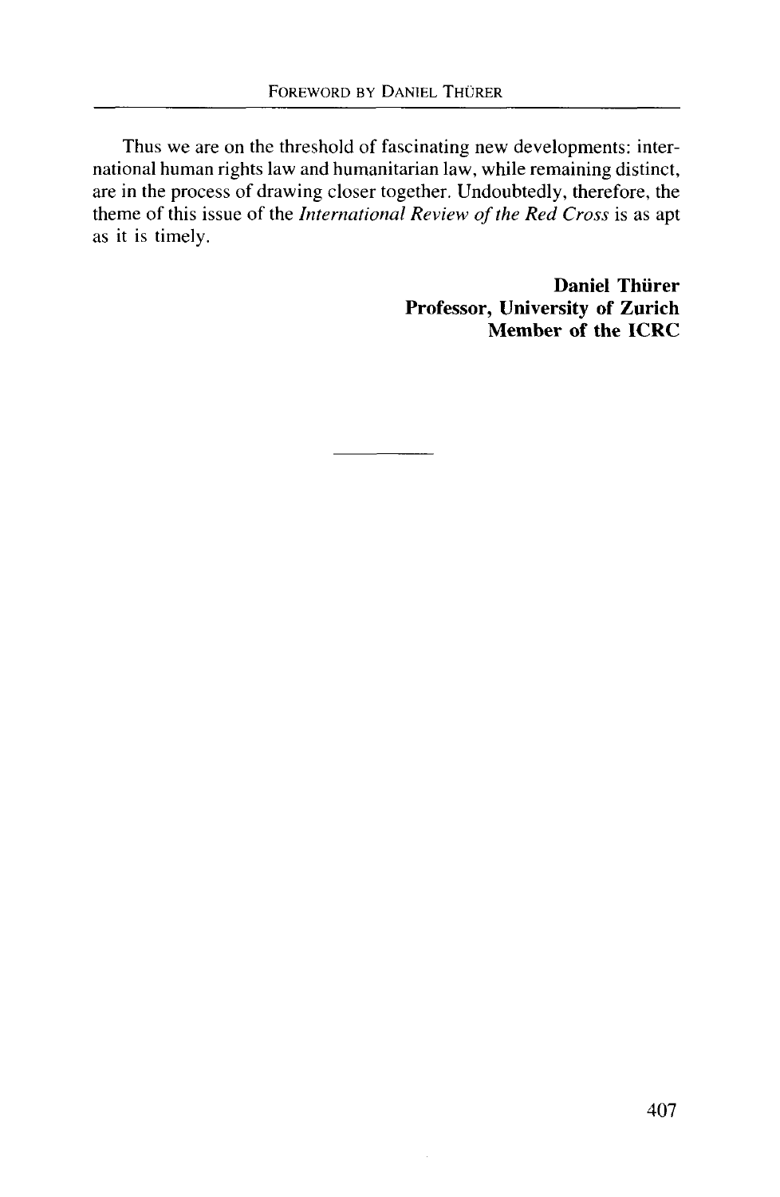Thus we are on the threshold of fascinating new developments: international human rights law and humanitarian law, while remaining distinct, are in the process of drawing closer together. Undoubtedly, therefore, the theme of this issue of the *International Review of the Red Cross* is as apt as it is timely.

**Daniel Thürer**
**Professor, University of Zurich**
**Member of the ICRC**